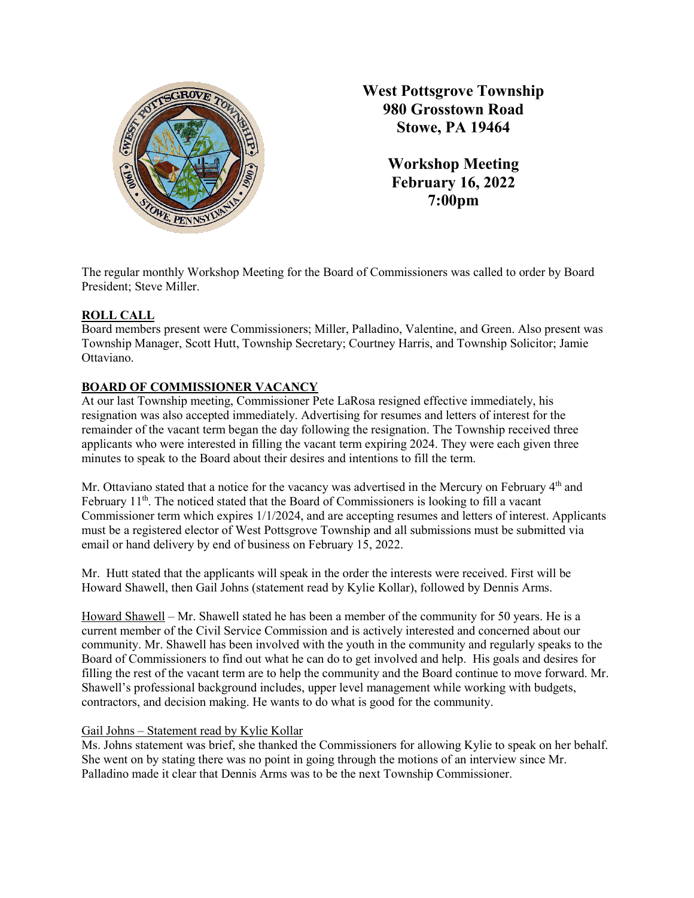# West Pottsgrove Township
## 980 Grosstown Road
## Stowe, PA 19464

## Workshop Meeting
## February 16, 2022
## 7:00pm

The regular monthly Workshop Meeting for the Board of Commissioners was called to order by Board President; Steve Miller.

**ROLL CALL**

Board members present were Commissioners; Miller, Palladino, Valentine, and Green. Also present was Township Manager, Scott Hutt, Township Secretary; Courtney Harris, and Township Solicitor; Jamie Ottaviano.

**BOARD OF COMMISSIONER VACANCY**

At our last Township meeting, Commissioner Pete LaRosa resigned effective immediately, his resignation was also accepted immediately. Advertising for resumes and letters of interest for the remainder of the vacant term began the day following the resignation. The Township received three applicants who were interested in filling the vacant term expiring 2024. They were each given three minutes to speak to the Board about their desires and intentions to fill the term.

Mr. Ottaviano stated that a notice for the vacancy was advertised in the Mercury on February 4th and February 11th. The noticed stated that the Board of Commissioners is looking to fill a vacant Commissioner term which expires 1/1/2024, and are accepting resumes and letters of interest. Applicants must be a registered elector of West Pottsgrove Township and all submissions must be submitted via email or hand delivery by end of business on February 15, 2022.

Mr. Hutt stated that the applicants will speak in the order the interests were received. First will be Howard Shawell, then Gail Johns (statement read by Kylie Kollar), followed by Dennis Arms.

Howard Shawell – Mr. Shawell stated he has been a member of the community for 50 years. He is a current member of the Civil Service Commission and is actively interested and concerned about our community. Mr. Shawell has been involved with the youth in the community and regularly speaks to the Board of Commissioners to find out what he can do to get involved and help. His goals and desires for filling the rest of the vacant term are to help the community and the Board continue to move forward. Mr. Shawell's professional background includes, upper level management while working with budgets, contractors, and decision making. He wants to do what is good for the community.

Gail Johns – Statement read by Kylie Kollar

Ms. Johns statement was brief, she thanked the Commissioners for allowing Kylie to speak on her behalf. She went on by stating there was no point in going through the motions of an interview since Mr. Palladino made it clear that Dennis Arms was to be the next Township Commissioner.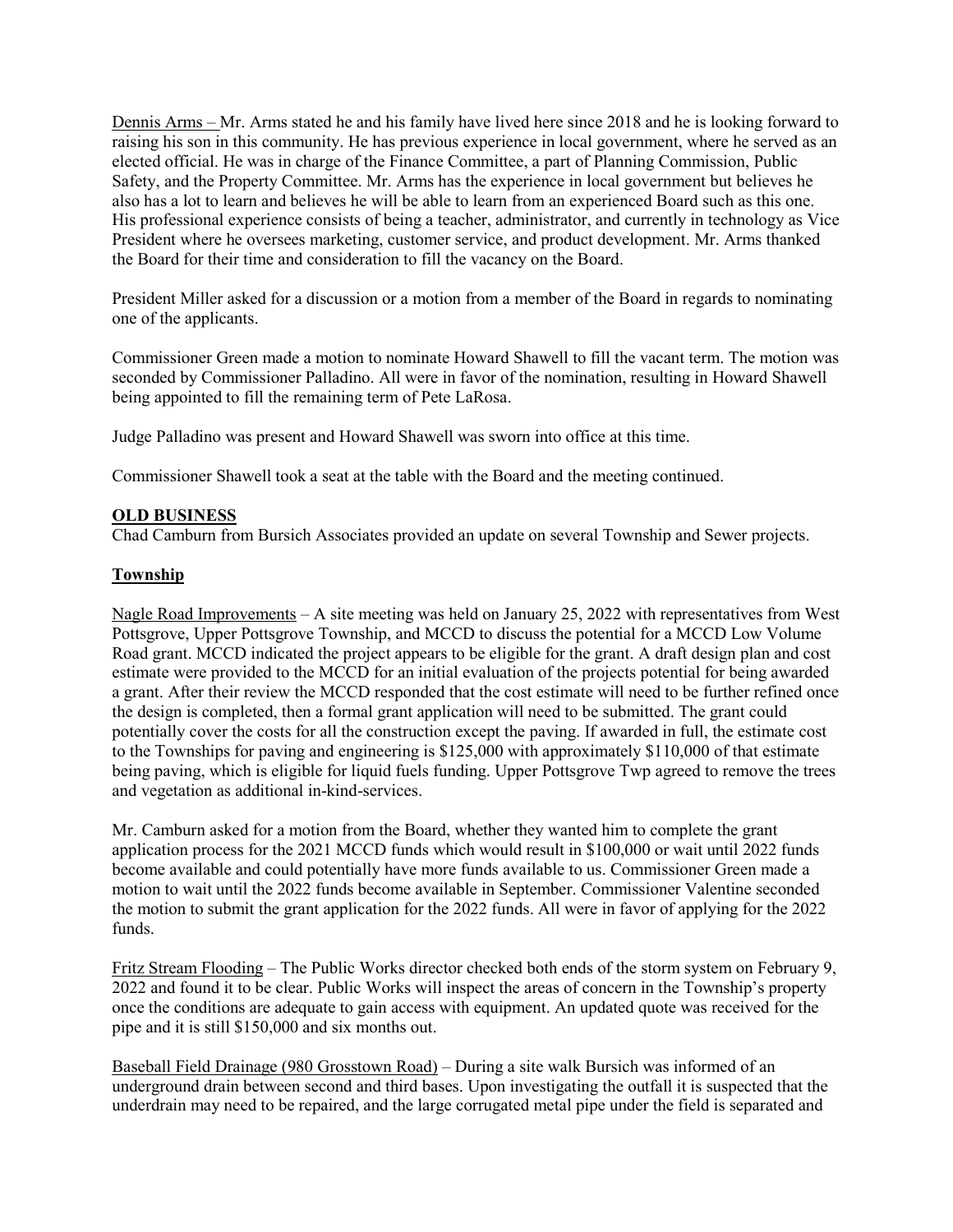Dennis Arms – Mr. Arms stated he and his family have lived here since 2018 and he is looking forward to raising his son in this community. He has previous experience in local government, where he served as an elected official. He was in charge of the Finance Committee, a part of Planning Commission, Public Safety, and the Property Committee. Mr. Arms has the experience in local government but believes he also has a lot to learn and believes he will be able to learn from an experienced Board such as this one. His professional experience consists of being a teacher, administrator, and currently in technology as Vice President where he oversees marketing, customer service, and product development. Mr. Arms thanked the Board for their time and consideration to fill the vacancy on the Board.

President Miller asked for a discussion or a motion from a member of the Board in regards to nominating one of the applicants.

Commissioner Green made a motion to nominate Howard Shawell to fill the vacant term. The motion was seconded by Commissioner Palladino. All were in favor of the nomination, resulting in Howard Shawell being appointed to fill the remaining term of Pete LaRosa.

Judge Palladino was present and Howard Shawell was sworn into office at this time.

Commissioner Shawell took a seat at the table with the Board and the meeting continued.

## OLD BUSINESS

Chad Camburn from Bursich Associates provided an update on several Township and Sewer projects.

### Township

Nagle Road Improvements – A site meeting was held on January 25, 2022 with representatives from West Pottsgrove, Upper Pottsgrove Township, and MCCD to discuss the potential for a MCCD Low Volume Road grant. MCCD indicated the project appears to be eligible for the grant. A draft design plan and cost estimate were provided to the MCCD for an initial evaluation of the projects potential for being awarded a grant. After their review the MCCD responded that the cost estimate will need to be further refined once the design is completed, then a formal grant application will need to be submitted. The grant could potentially cover the costs for all the construction except the paving. If awarded in full, the estimate cost to the Townships for paving and engineering is $125,000 with approximately $110,000 of that estimate being paving, which is eligible for liquid fuels funding. Upper Pottsgrove Twp agreed to remove the trees and vegetation as additional in-kind-services.

Mr. Camburn asked for a motion from the Board, whether they wanted him to complete the grant application process for the 2021 MCCD funds which would result in $100,000 or wait until 2022 funds become available and could potentially have more funds available to us. Commissioner Green made a motion to wait until the 2022 funds become available in September. Commissioner Valentine seconded the motion to submit the grant application for the 2022 funds. All were in favor of applying for the 2022 funds.

Fritz Stream Flooding – The Public Works director checked both ends of the storm system on February 9, 2022 and found it to be clear. Public Works will inspect the areas of concern in the Township's property once the conditions are adequate to gain access with equipment. An updated quote was received for the pipe and it is still $150,000 and six months out.

Baseball Field Drainage (980 Grosstown Road) – During a site walk Bursich was informed of an underground drain between second and third bases. Upon investigating the outfall it is suspected that the underdrain may need to be repaired, and the large corrugated metal pipe under the field is separated and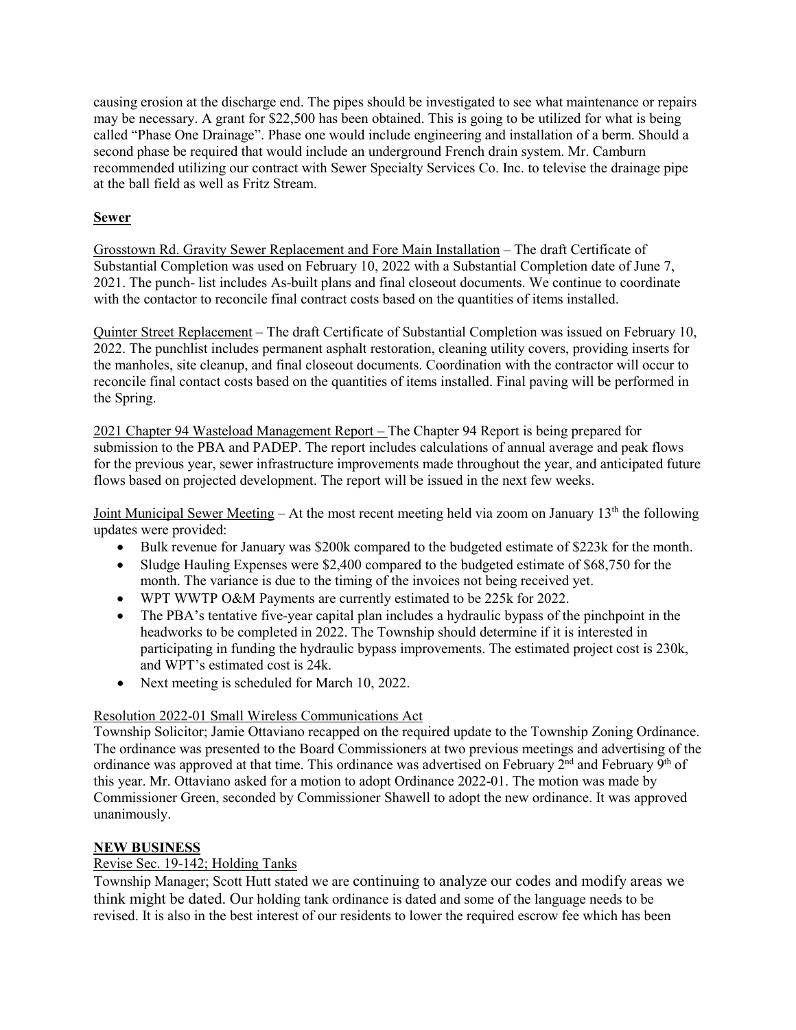causing erosion at the discharge end. The pipes should be investigated to see what maintenance or repairs may be necessary. A grant for $22,500 has been obtained. This is going to be utilized for what is being called "Phase One Drainage". Phase one would include engineering and installation of a berm. Should a second phase be required that would include an underground French drain system. Mr. Camburn recommended utilizing our contract with Sewer Specialty Services Co. Inc. to televise the drainage pipe at the ball field as well as Fritz Stream.

## Sewer

Grosstown Rd. Gravity Sewer Replacement and Fore Main Installation – The draft Certificate of Substantial Completion was used on February 10, 2022 with a Substantial Completion date of June 7, 2021. The punch- list includes As-built plans and final closeout documents. We continue to coordinate with the contactor to reconcile final contract costs based on the quantities of items installed.

Quinter Street Replacement – The draft Certificate of Substantial Completion was issued on February 10, 2022. The punchlist includes permanent asphalt restoration, cleaning utility covers, providing inserts for the manholes, site cleanup, and final closeout documents. Coordination with the contractor will occur to reconcile final contact costs based on the quantities of items installed. Final paving will be performed in the Spring.

2021 Chapter 94 Wasteload Management Report – The Chapter 94 Report is being prepared for submission to the PBA and PADEP. The report includes calculations of annual average and peak flows for the previous year, sewer infrastructure improvements made throughout the year, and anticipated future flows based on projected development. The report will be issued in the next few weeks.

Joint Municipal Sewer Meeting – At the most recent meeting held via zoom on January 13th the following updates were provided:

- Bulk revenue for January was $200k compared to the budgeted estimate of $223k for the month.
- Sludge Hauling Expenses were $2,400 compared to the budgeted estimate of $68,750 for the month. The variance is due to the timing of the invoices not being received yet.
- WPT WWTP O&M Payments are currently estimated to be 225k for 2022.
- The PBA's tentative five-year capital plan includes a hydraulic bypass of the pinchpoint in the headworks to be completed in 2022. The Township should determine if it is interested in participating in funding the hydraulic bypass improvements. The estimated project cost is 230k, and WPT's estimated cost is 24k.
- Next meeting is scheduled for March 10, 2022.

Resolution 2022-01 Small Wireless Communications Act

Township Solicitor; Jamie Ottaviano recapped on the required update to the Township Zoning Ordinance. The ordinance was presented to the Board Commissioners at two previous meetings and advertising of the ordinance was approved at that time. This ordinance was advertised on February 2nd and February 9th of this year. Mr. Ottaviano asked for a motion to adopt Ordinance 2022-01. The motion was made by Commissioner Green, seconded by Commissioner Shawell to adopt the new ordinance. It was approved unanimously.

## NEW BUSINESS

Revise Sec. 19-142; Holding Tanks

Township Manager; Scott Hutt stated we are continuing to analyze our codes and modify areas we think might be dated. Our holding tank ordinance is dated and some of the language needs to be revised. It is also in the best interest of our residents to lower the required escrow fee which has been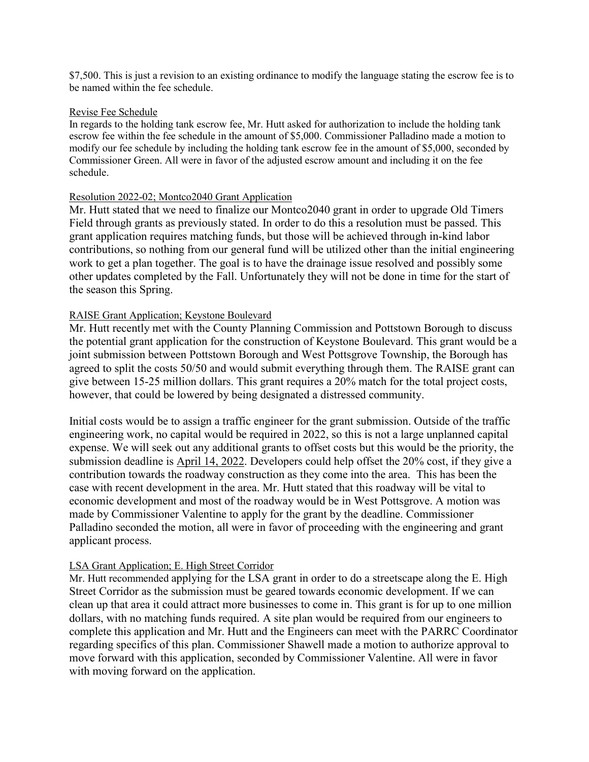$7,500. This is just a revision to an existing ordinance to modify the language stating the escrow fee is to be named within the fee schedule.

Revise Fee Schedule

In regards to the holding tank escrow fee, Mr. Hutt asked for authorization to include the holding tank escrow fee within the fee schedule in the amount of $5,000. Commissioner Palladino made a motion to modify our fee schedule by including the holding tank escrow fee in the amount of $5,000, seconded by Commissioner Green. All were in favor of the adjusted escrow amount and including it on the fee schedule.

Resolution 2022-02; Montco2040 Grant Application

Mr. Hutt stated that we need to finalize our Montco2040 grant in order to upgrade Old Timers Field through grants as previously stated. In order to do this a resolution must be passed. This grant application requires matching funds, but those will be achieved through in-kind labor contributions, so nothing from our general fund will be utilized other than the initial engineering work to get a plan together. The goal is to have the drainage issue resolved and possibly some other updates completed by the Fall. Unfortunately they will not be done in time for the start of the season this Spring.

RAISE Grant Application; Keystone Boulevard

Mr. Hutt recently met with the County Planning Commission and Pottstown Borough to discuss the potential grant application for the construction of Keystone Boulevard. This grant would be a joint submission between Pottstown Borough and West Pottsgrove Township, the Borough has agreed to split the costs 50/50 and would submit everything through them. The RAISE grant can give between 15-25 million dollars. This grant requires a 20% match for the total project costs, however, that could be lowered by being designated a distressed community.

Initial costs would be to assign a traffic engineer for the grant submission. Outside of the traffic engineering work, no capital would be required in 2022, so this is not a large unplanned capital expense. We will seek out any additional grants to offset costs but this would be the priority, the submission deadline is April 14, 2022. Developers could help offset the 20% cost, if they give a contribution towards the roadway construction as they come into the area. This has been the case with recent development in the area. Mr. Hutt stated that this roadway will be vital to economic development and most of the roadway would be in West Pottsgrove. A motion was made by Commissioner Valentine to apply for the grant by the deadline. Commissioner Palladino seconded the motion, all were in favor of proceeding with the engineering and grant applicant process.

LSA Grant Application; E. High Street Corridor

Mr. Hutt recommended applying for the LSA grant in order to do a streetscape along the E. High Street Corridor as the submission must be geared towards economic development. If we can clean up that area it could attract more businesses to come in. This grant is for up to one million dollars, with no matching funds required. A site plan would be required from our engineers to complete this application and Mr. Hutt and the Engineers can meet with the PARRC Coordinator regarding specifics of this plan. Commissioner Shawell made a motion to authorize approval to move forward with this application, seconded by Commissioner Valentine. All were in favor with moving forward on the application.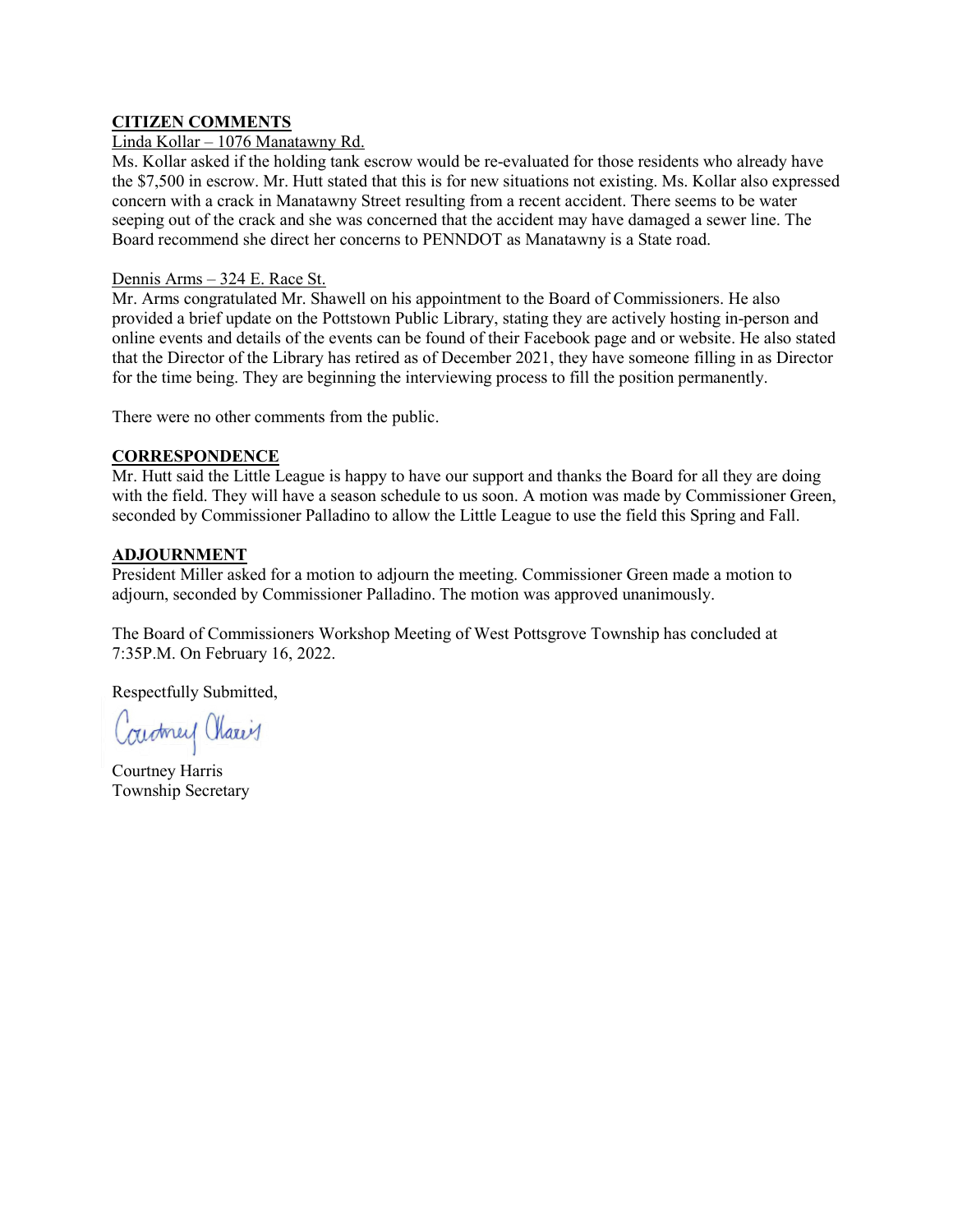## CITIZEN COMMENTS

Linda Kollar – 1076 Manatawny Rd.

Ms. Kollar asked if the holding tank escrow would be re-evaluated for those residents who already have the $7,500 in escrow. Mr. Hutt stated that this is for new situations not existing. Ms. Kollar also expressed concern with a crack in Manatawny Street resulting from a recent accident. There seems to be water seeping out of the crack and she was concerned that the accident may have damaged a sewer line. The Board recommend she direct her concerns to PENNDOT as Manatawny is a State road.

Dennis Arms – 324 E. Race St.

Mr. Arms congratulated Mr. Shawell on his appointment to the Board of Commissioners. He also provided a brief update on the Pottstown Public Library, stating they are actively hosting in-person and online events and details of the events can be found of their Facebook page and or website. He also stated that the Director of the Library has retired as of December 2021, they have someone filling in as Director for the time being. They are beginning the interviewing process to fill the position permanently.

There were no other comments from the public.

## CORRESPONDENCE

Mr. Hutt said the Little League is happy to have our support and thanks the Board for all they are doing with the field. They will have a season schedule to us soon. A motion was made by Commissioner Green, seconded by Commissioner Palladino to allow the Little League to use the field this Spring and Fall.

## ADJOURNMENT

President Miller asked for a motion to adjourn the meeting. Commissioner Green made a motion to adjourn, seconded by Commissioner Palladino. The motion was approved unanimously.

The Board of Commissioners Workshop Meeting of West Pottsgrove Township has concluded at 7:35P.M. On February 16, 2022.

Respectfully Submitted,

Courtney Harris

Courtney Harris
Township Secretary